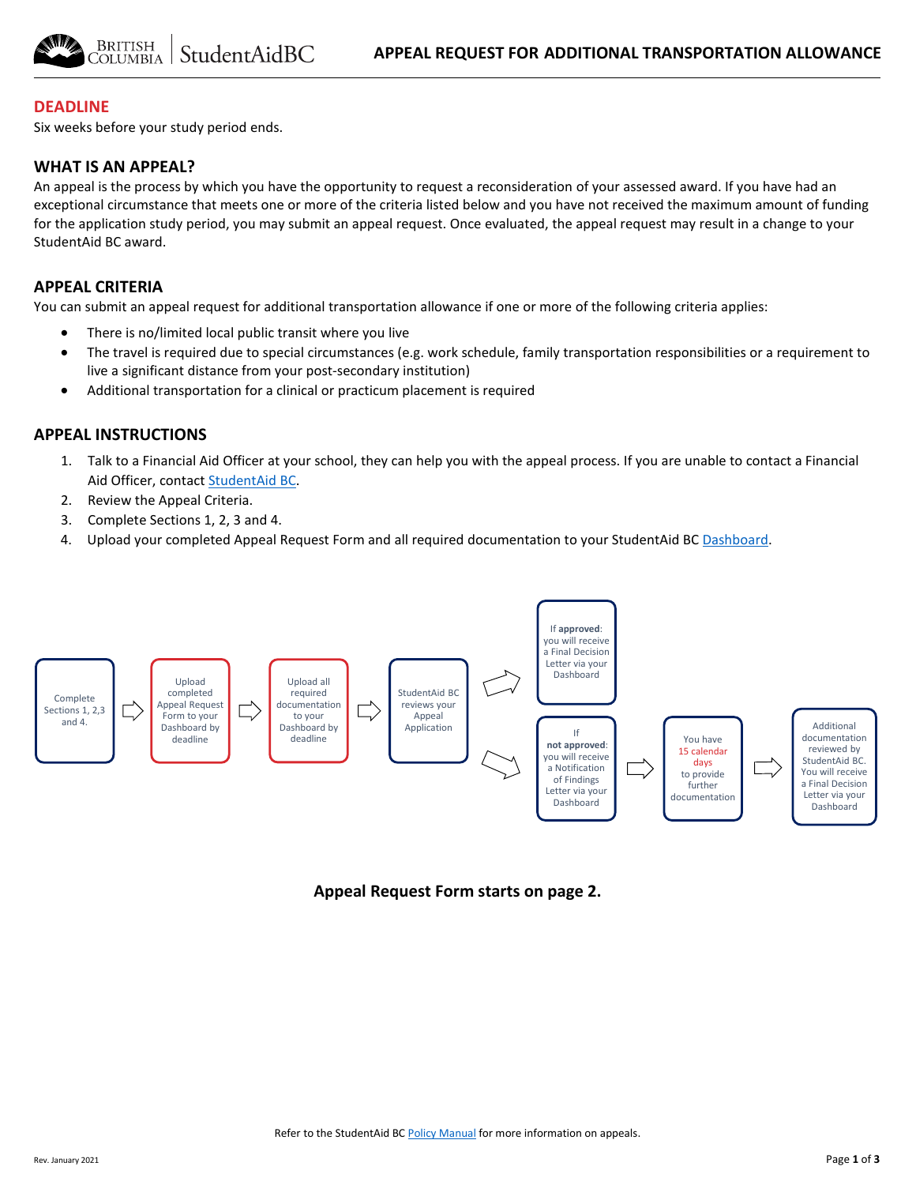# APPEAL REQUEST FOR ADDITIONAL TRANSPORTATION ALLOWANCE

## DEADLINE

Six weeks before your study period ends.

## WHAT IS AN APPEAL?

An appeal is the process by which you have the opportunity to request a reconsideration of your assessed award. If you have had an exceptional circumstance that meets one or more of the criteria listed below and you have not received the maximum amount of funding for the application study period, you may submit an appeal request. Once evaluated, the appeal request may result in a change to your StudentAid BC award.

## APPEAL CRITERIA

You can submit an appeal request for additional transportation allowance if one or more of the following criteria applies:

- There is no/limited local public transit where you live
- The travel is required due to special circumstances (e.g. work schedule, family transportation responsibilities or a requirement to live a significant distance from your post-secondary institution)
- Additional transportation for a clinical or practicum placement is required

## APPEAL INSTRUCTIONS

1. Talk to a Financial Aid Officer at your school, they can help you with the appeal process. If you are unable to contact a Financial Aid Officer, contact StudentAid BC.
2. Review the Appeal Criteria.
3. Complete Sections 1, 2, 3 and 4.
4. Upload your completed Appeal Request Form and all required documentation to your StudentAid BC Dashboard.

Complete Sections 1, 2,3 and 4. → Upload completed Appeal Request Form to your Dashboard by deadline → Upload all required documentation to your Dashboard by deadline → StudentAid BC reviews your Appeal Application

- If **approved**: you will receive a Final Decision Letter via your Dashboard
- If **not approved**: you will receive a Notification of Findings Letter via your Dashboard → You have 15 calendar days to provide further documentation → Additional documentation reviewed by StudentAid BC. You will receive a Final Decision Letter via your Dashboard

**Appeal Request Form starts on page 2.**

Refer to the StudentAid BC Policy Manual for more information on appeals.

Rev. January 2021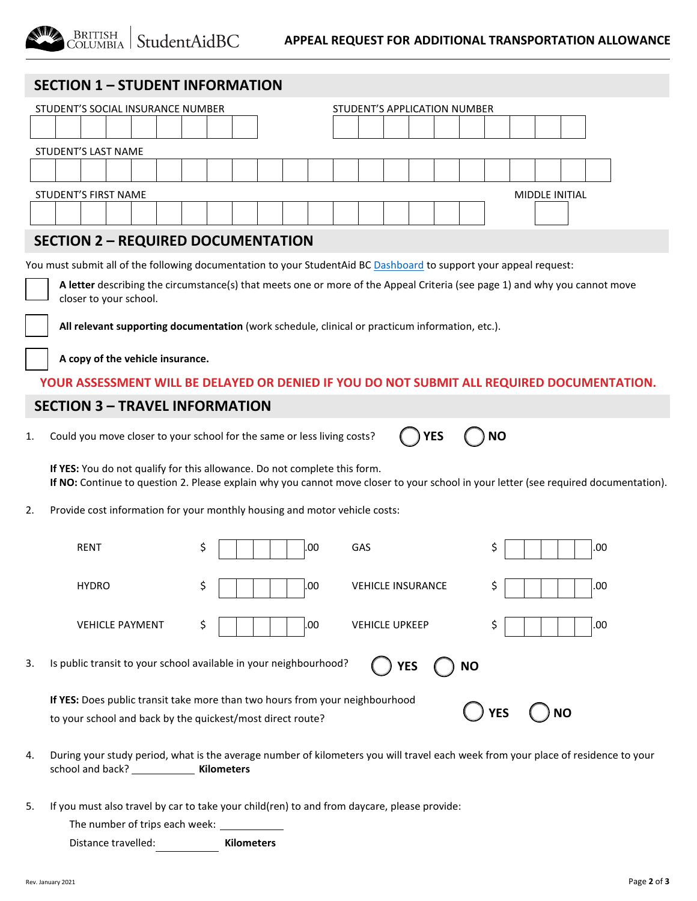BRITISH COLUMBIA | StudentAidBC

# APPEAL REQUEST FOR ADDITIONAL TRANSPORTATION ALLOWANCE

## SECTION 1 – STUDENT INFORMATION

STUDENT'S SOCIAL INSURANCE NUMBER

STUDENT'S APPLICATION NUMBER

STUDENT'S LAST NAME

STUDENT'S FIRST NAME

MIDDLE INITIAL

## SECTION 2 – REQUIRED DOCUMENTATION

You must submit all of the following documentation to your StudentAid BC Dashboard to support your appeal request:

- ☐ **A letter** describing the circumstance(s) that meets one or more of the Appeal Criteria (see page 1) and why you cannot move closer to your school.
- ☐ **All relevant supporting documentation** (work schedule, clinical or practicum information, etc.).
- ☐ **A copy of the vehicle insurance.**

**YOUR ASSESSMENT WILL BE DELAYED OR DENIED IF YOU DO NOT SUBMIT ALL REQUIRED DOCUMENTATION.**

## SECTION 3 – TRAVEL INFORMATION

1. Could you move closer to your school for the same or less living costs? ◯ **YES** ◯ **NO**

   **If YES:** You do not qualify for this allowance. Do not complete this form.
   **If NO:** Continue to question 2. Please explain why you cannot move closer to your school in your letter (see required documentation).

2. Provide cost information for your monthly housing and motor vehicle costs:

| | | | |
|---|---|---|---|
| RENT | $ ______.00 | GAS | $ ______.00 |
| HYDRO | $ ______.00 | VEHICLE INSURANCE | $ ______.00 |
| VEHICLE PAYMENT | $ ______.00 | VEHICLE UPKEEP | $ ______.00 |

3. Is public transit to your school available in your neighbourhood? ◯ **YES** ◯ **NO**

   **If YES:** Does public transit take more than two hours from your neighbourhood to your school and back by the quickest/most direct route? ◯ **YES** ◯ **NO**

4. During your study period, what is the average number of kilometers you will travel each week from your place of residence to your school and back? __________ **Kilometers**

5. If you must also travel by car to take your child(ren) to and from daycare, please provide:

   The number of trips each week: __________

   Distance travelled: __________ **Kilometers**

Rev. January 2021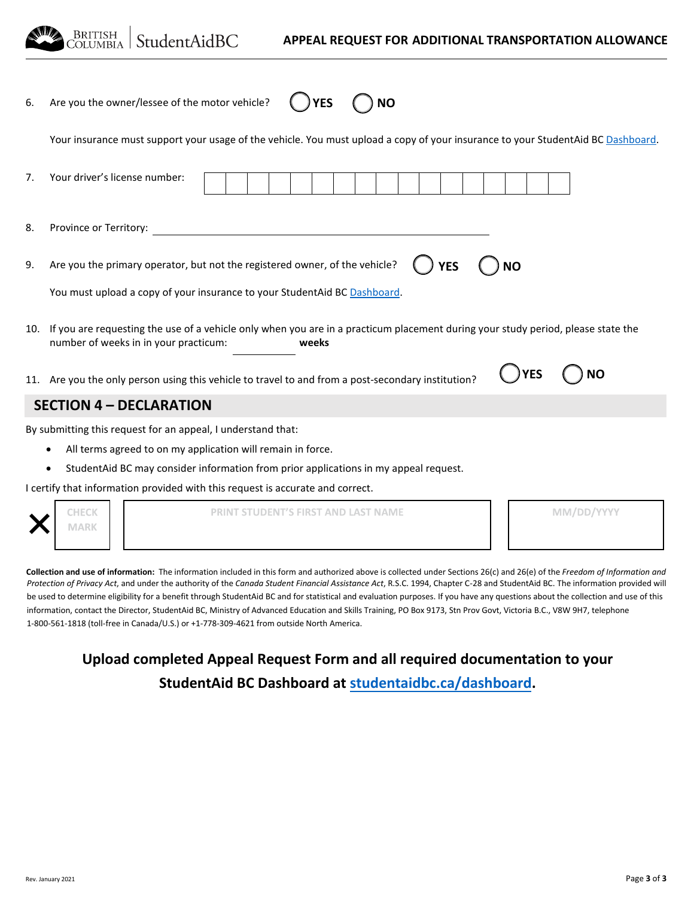6. Are you the owner/lessee of the motor vehicle? ◯ YES ◯ NO

   Your insurance must support your usage of the vehicle. You must upload a copy of your insurance to your StudentAid BC Dashboard.

7. Your driver's license number: | | | | | | | | | | | | | | | | | |

8. Province or Territory: ____________________

9. Are you the primary operator, but not the registered owner, of the vehicle? ◯ YES ◯ NO

   You must upload a copy of your insurance to your StudentAid BC Dashboard.

10. If you are requesting the use of a vehicle only when you are in a practicum placement during your study period, please state the number of weeks in in your practicum: __________ **weeks**

11. Are you the only person using this vehicle to travel to and from a post-secondary institution? ◯ YES ◯ NO

## SECTION 4 – DECLARATION

By submitting this request for an appeal, I understand that:

- All terms agreed to on my application will remain in force.
- StudentAid BC may consider information from prior applications in my appeal request.

I certify that information provided with this request is accurate and correct.

| | | | |
|---|---|---|---|
| ✕ | CHECK MARK | PRINT STUDENT'S FIRST AND LAST NAME | MM/DD/YYYY |

**Collection and use of information:** The information included in this form and authorized above is collected under Sections 26(c) and 26(e) of the *Freedom of Information and Protection of Privacy Act*, and under the authority of the *Canada Student Financial Assistance Act*, R.S.C. 1994, Chapter C-28 and StudentAid BC. The information provided will be used to determine eligibility for a benefit through StudentAid BC and for statistical and evaluation purposes. If you have any questions about the collection and use of this information, contact the Director, StudentAid BC, Ministry of Advanced Education and Skills Training, PO Box 9173, Stn Prov Govt, Victoria B.C., V8W 9H7, telephone 1-800-561-1818 (toll-free in Canada/U.S.) or +1-778-309-4621 from outside North America.

**Upload completed Appeal Request Form and all required documentation to your StudentAid BC Dashboard at studentaidbc.ca/dashboard.**

Rev. January 2021